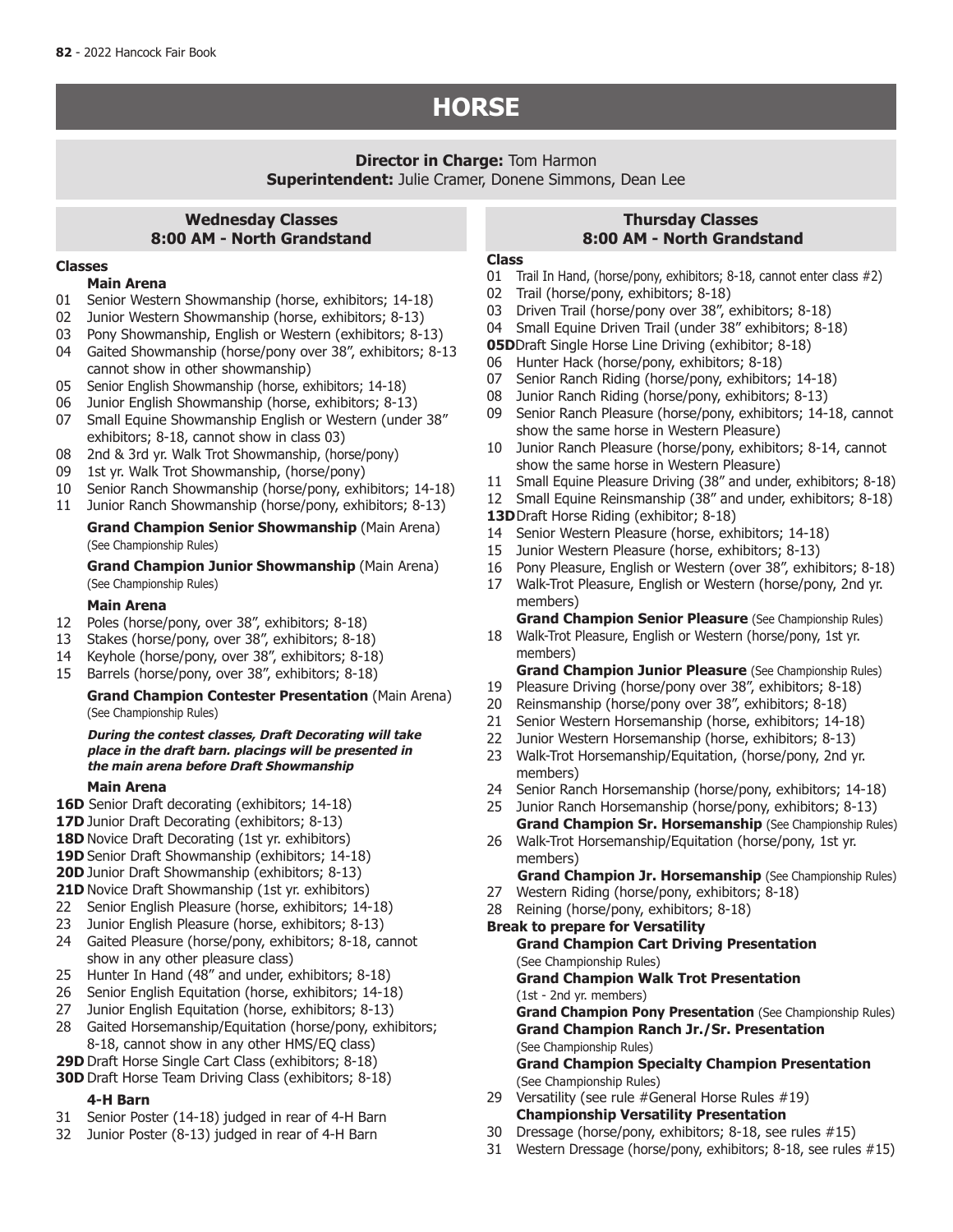# HORSE

**Director in Charge:** Tom Harmon
**Superintendent:** Julie Cramer, Donene Simmons, Dean Lee

## Wednesday Classes
## 8:00 AM - North Grandstand

**Classes**

**Main Arena**

01 Senior Western Showmanship (horse, exhibitors; 14-18)
02 Junior Western Showmanship (horse, exhibitors; 8-13)
03 Pony Showmanship, English or Western (exhibitors; 8-13)
04 Gaited Showmanship (horse/pony over 38", exhibitors; 8-13 cannot show in other showmanship)
05 Senior English Showmanship (horse, exhibitors; 14-18)
06 Junior English Showmanship (horse, exhibitors; 8-13)
07 Small Equine Showmanship English or Western (under 38" exhibitors; 8-18, cannot show in class 03)
08 2nd & 3rd yr. Walk Trot Showmanship, (horse/pony)
09 1st yr. Walk Trot Showmanship, (horse/pony)
10 Senior Ranch Showmanship (horse/pony, exhibitors; 14-18)
11 Junior Ranch Showmanship (horse/pony, exhibitors; 8-13)

**Grand Champion Senior Showmanship** (Main Arena) (See Championship Rules)

**Grand Champion Junior Showmanship** (Main Arena) (See Championship Rules)

**Main Arena**

12 Poles (horse/pony, over 38", exhibitors; 8-18)
13 Stakes (horse/pony, over 38", exhibitors; 8-18)
14 Keyhole (horse/pony, over 38", exhibitors; 8-18)
15 Barrels (horse/pony, over 38", exhibitors; 8-18)

**Grand Champion Contester Presentation** (Main Arena) (See Championship Rules)

***During the contest classes, Draft Decorating will take place in the draft barn. placings will be presented in the main arena before Draft Showmanship***

**Main Arena**

**16D** Senior Draft decorating (exhibitors; 14-18)
**17D** Junior Draft Decorating (exhibitors; 8-13)
**18D** Novice Draft Decorating (1st yr. exhibitors)
**19D** Senior Draft Showmanship (exhibitors; 14-18)
**20D** Junior Draft Showmanship (exhibitors; 8-13)
**21D** Novice Draft Showmanship (1st yr. exhibitors)
22 Senior English Pleasure (horse, exhibitors; 14-18)
23 Junior English Pleasure (horse, exhibitors; 8-13)
24 Gaited Pleasure (horse/pony, exhibitors; 8-18, cannot show in any other pleasure class)
25 Hunter In Hand (48" and under, exhibitors; 8-18)
26 Senior English Equitation (horse, exhibitors; 14-18)
27 Junior English Equitation (horse, exhibitors; 8-13)
28 Gaited Horsemanship/Equitation (horse/pony, exhibitors; 8-18, cannot show in any other HMS/EQ class)
**29D** Draft Horse Single Cart Class (exhibitors; 8-18)
**30D** Draft Horse Team Driving Class (exhibitors; 8-18)

**4-H Barn**

31 Senior Poster (14-18) judged in rear of 4-H Barn
32 Junior Poster (8-13) judged in rear of 4-H Barn

## Thursday Classes
## 8:00 AM - North Grandstand

**Class**

01 Trail In Hand, (horse/pony, exhibitors; 8-18, cannot enter class #2)
02 Trail (horse/pony, exhibitors; 8-18)
03 Driven Trail (horse/pony over 38", exhibitors; 8-18)
04 Small Equine Driven Trail (under 38" exhibitors; 8-18)
**05D** Draft Single Horse Line Driving (exhibitor; 8-18)
06 Hunter Hack (horse/pony, exhibitors; 8-18)
07 Senior Ranch Riding (horse/pony, exhibitors; 14-18)
08 Junior Ranch Riding (horse/pony, exhibitors; 8-13)
09 Senior Ranch Pleasure (horse/pony, exhibitors; 14-18, cannot show the same horse in Western Pleasure)
10 Junior Ranch Pleasure (horse/pony, exhibitors; 8-14, cannot show the same horse in Western Pleasure)
11 Small Equine Pleasure Driving (38" and under, exhibitors; 8-18)
12 Small Equine Reinsmanship (38" and under, exhibitors; 8-18)
**13D** Draft Horse Riding (exhibitor; 8-18)
14 Senior Western Pleasure (horse, exhibitors; 14-18)
15 Junior Western Pleasure (horse, exhibitors; 8-13)
16 Pony Pleasure, English or Western (over 38", exhibitors; 8-18)
17 Walk-Trot Pleasure, English or Western (horse/pony, 2nd yr. members)

**Grand Champion Senior Pleasure** (See Championship Rules)

18 Walk-Trot Pleasure, English or Western (horse/pony, 1st yr. members)

**Grand Champion Junior Pleasure** (See Championship Rules)

19 Pleasure Driving (horse/pony over 38", exhibitors; 8-18)
20 Reinsmanship (horse/pony over 38", exhibitors; 8-18)
21 Senior Western Horsemanship (horse, exhibitors; 14-18)
22 Junior Western Horsemanship (horse, exhibitors; 8-13)
23 Walk-Trot Horsemanship/Equitation, (horse/pony, 2nd yr. members)
24 Senior Ranch Horsemanship (horse/pony, exhibitors; 14-18)
25 Junior Ranch Horsemanship (horse/pony, exhibitors; 8-13)

**Grand Champion Sr. Horsemanship** (See Championship Rules)

26 Walk-Trot Horsemanship/Equitation (horse/pony, 1st yr. members)

**Grand Champion Jr. Horsemanship** (See Championship Rules)

27 Western Riding (horse/pony, exhibitors; 8-18)
28 Reining (horse/pony, exhibitors; 8-18)

**Break to prepare for Versatility**

**Grand Champion Cart Driving Presentation** (See Championship Rules)

**Grand Champion Walk Trot Presentation** (1st - 2nd yr. members)

**Grand Champion Pony Presentation** (See Championship Rules)

**Grand Champion Ranch Jr./Sr. Presentation** (See Championship Rules)

**Grand Champion Specialty Champion Presentation** (See Championship Rules)

29 Versatility (see rule #General Horse Rules #19)

**Championship Versatility Presentation**

30 Dressage (horse/pony, exhibitors; 8-18, see rules #15)
31 Western Dressage (horse/pony, exhibitors; 8-18, see rules #15)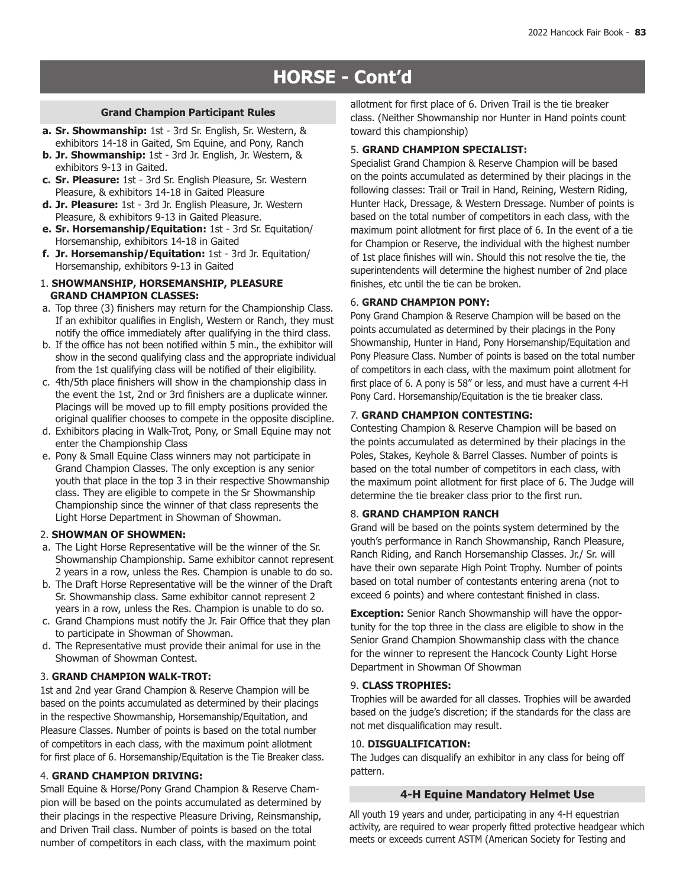# HORSE - Cont'd

## Grand Champion Participant Rules

- **a. Sr. Showmanship:** 1st - 3rd Sr. English, Sr. Western, & exhibitors 14-18 in Gaited, Sm Equine, and Pony, Ranch
- **b. Jr. Showmanship:** 1st - 3rd Jr. English, Jr. Western, & exhibitors 9-13 in Gaited.
- **c. Sr. Pleasure:** 1st - 3rd Sr. English Pleasure, Sr. Western Pleasure, & exhibitors 14-18 in Gaited Pleasure
- **d. Jr. Pleasure:** 1st - 3rd Jr. English Pleasure, Jr. Western Pleasure, & exhibitors 9-13 in Gaited Pleasure.
- **e. Sr. Horsemanship/Equitation:** 1st - 3rd Sr. Equitation/ Horsemanship, exhibitors 14-18 in Gaited
- **f. Jr. Horsemanship/Equitation:** 1st - 3rd Jr. Equitation/ Horsemanship, exhibitors 9-13 in Gaited

1. **SHOWMANSHIP, HORSEMANSHIP, PLEASURE GRAND CHAMPION CLASSES:**

a. Top three (3) finishers may return for the Championship Class. If an exhibitor qualifies in English, Western or Ranch, they must notify the office immediately after qualifying in the third class.

b. If the office has not been notified within 5 min., the exhibitor will show in the second qualifying class and the appropriate individual from the 1st qualifying class will be notified of their eligibility.

c. 4th/5th place finishers will show in the championship class in the event the 1st, 2nd or 3rd finishers are a duplicate winner. Placings will be moved up to fill empty positions provided the original qualifier chooses to compete in the opposite discipline.

d. Exhibitors placing in Walk-Trot, Pony, or Small Equine may not enter the Championship Class

e. Pony & Small Equine Class winners may not participate in Grand Champion Classes. The only exception is any senior youth that place in the top 3 in their respective Showmanship class. They are eligible to compete in the Sr Showmanship Championship since the winner of that class represents the Light Horse Department in Showman of Showman.

2. **SHOWMAN OF SHOWMEN:**

a. The Light Horse Representative will be the winner of the Sr. Showmanship Championship. Same exhibitor cannot represent 2 years in a row, unless the Res. Champion is unable to do so.

b. The Draft Horse Representative will be the winner of the Draft Sr. Showmanship class. Same exhibitor cannot represent 2 years in a row, unless the Res. Champion is unable to do so.

c. Grand Champions must notify the Jr. Fair Office that they plan to participate in Showman of Showman.

d. The Representative must provide their animal for use in the Showman of Showman Contest.

3. **GRAND CHAMPION WALK-TROT:**

1st and 2nd year Grand Champion & Reserve Champion will be based on the points accumulated as determined by their placings in the respective Showmanship, Horsemanship/Equitation, and Pleasure Classes. Number of points is based on the total number of competitors in each class, with the maximum point allotment for first place of 6. Horsemanship/Equitation is the Tie Breaker class.

4. **GRAND CHAMPION DRIVING:**

Small Equine & Horse/Pony Grand Champion & Reserve Champion will be based on the points accumulated as determined by their placings in the respective Pleasure Driving, Reinsmanship, and Driven Trail class. Number of points is based on the total number of competitors in each class, with the maximum point allotment for first place of 6. Driven Trail is the tie breaker class. (Neither Showmanship nor Hunter in Hand points count toward this championship)

5. **GRAND CHAMPION SPECIALIST:**

Specialist Grand Champion & Reserve Champion will be based on the points accumulated as determined by their placings in the following classes: Trail or Trail in Hand, Reining, Western Riding, Hunter Hack, Dressage, & Western Dressage. Number of points is based on the total number of competitors in each class, with the maximum point allotment for first place of 6. In the event of a tie for Champion or Reserve, the individual with the highest number of 1st place finishes will win. Should this not resolve the tie, the superintendents will determine the highest number of 2nd place finishes, etc until the tie can be broken.

6. **GRAND CHAMPION PONY:**

Pony Grand Champion & Reserve Champion will be based on the points accumulated as determined by their placings in the Pony Showmanship, Hunter in Hand, Pony Horsemanship/Equitation and Pony Pleasure Class. Number of points is based on the total number of competitors in each class, with the maximum point allotment for first place of 6. A pony is 58" or less, and must have a current 4-H Pony Card. Horsemanship/Equitation is the tie breaker class.

7. **GRAND CHAMPION CONTESTING:**

Contesting Champion & Reserve Champion will be based on the points accumulated as determined by their placings in the Poles, Stakes, Keyhole & Barrel Classes. Number of points is based on the total number of competitors in each class, with the maximum point allotment for first place of 6. The Judge will determine the tie breaker class prior to the first run.

8. **GRAND CHAMPION RANCH**

Grand will be based on the points system determined by the youth's performance in Ranch Showmanship, Ranch Pleasure, Ranch Riding, and Ranch Horsemanship Classes. Jr./ Sr. will have their own separate High Point Trophy. Number of points based on total number of contestants entering arena (not to exceed 6 points) and where contestant finished in class.

**Exception:** Senior Ranch Showmanship will have the opportunity for the top three in the class are eligible to show in the Senior Grand Champion Showmanship class with the chance for the winner to represent the Hancock County Light Horse Department in Showman Of Showman

9. **CLASS TROPHIES:**

Trophies will be awarded for all classes. Trophies will be awarded based on the judge's discretion; if the standards for the class are not met disqualification may result.

10. **DISGUALIFICATION:**

The Judges can disqualify an exhibitor in any class for being off pattern.

## 4-H Equine Mandatory Helmet Use

All youth 19 years and under, participating in any 4-H equestrian activity, are required to wear properly fitted protective headgear which meets or exceeds current ASTM (American Society for Testing and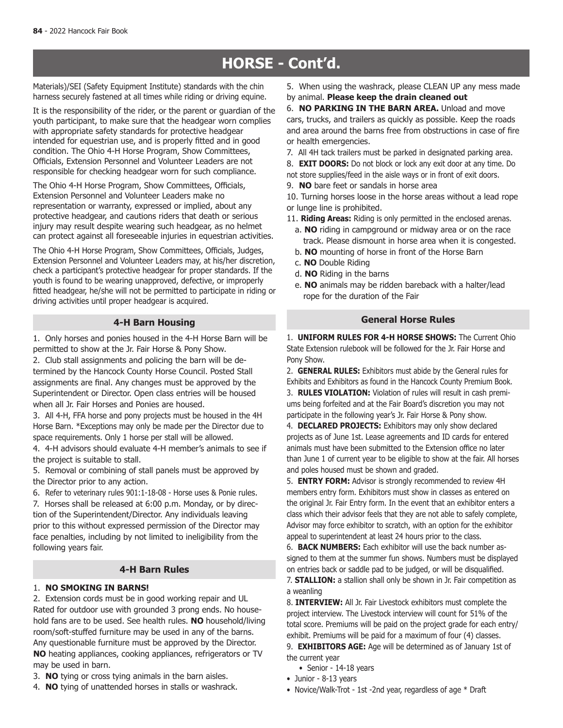# HORSE - Cont'd.

Materials)/SEI (Safety Equipment Institute) standards with the chin harness securely fastened at all times while riding or driving equine.

It is the responsibility of the rider, or the parent or guardian of the youth participant, to make sure that the headgear worn complies with appropriate safety standards for protective headgear intended for equestrian use, and is properly fitted and in good condition. The Ohio 4-H Horse Program, Show Committees, Officials, Extension Personnel and Volunteer Leaders are not responsible for checking headgear worn for such compliance.

The Ohio 4-H Horse Program, Show Committees, Officials, Extension Personnel and Volunteer Leaders make no representation or warranty, expressed or implied, about any protective headgear, and cautions riders that death or serious injury may result despite wearing such headgear, as no helmet can protect against all foreseeable injuries in equestrian activities.

The Ohio 4-H Horse Program, Show Committees, Officials, Judges, Extension Personnel and Volunteer Leaders may, at his/her discretion, check a participant's protective headgear for proper standards. If the youth is found to be wearing unapproved, defective, or improperly fitted headgear, he/she will not be permitted to participate in riding or driving activities until proper headgear is acquired.

## 4-H Barn Housing

1. Only horses and ponies housed in the 4-H Horse Barn will be permitted to show at the Jr. Fair Horse & Pony Show.
2. Club stall assignments and policing the barn will be determined by the Hancock County Horse Council. Posted Stall assignments are final. Any changes must be approved by the Superintendent or Director. Open class entries will be housed when all Jr. Fair Horses and Ponies are housed.
3. All 4-H, FFA horse and pony projects must be housed in the 4H Horse Barn. *Exceptions may only be made per the Director due to space requirements. Only 1 horse per stall will be allowed.
4. 4-H advisors should evaluate 4-H member's animals to see if the project is suitable to stall.
5. Removal or combining of stall panels must be approved by the Director prior to any action.
6. Refer to veterinary rules 901:1-18-08 - Horse uses & Ponie rules.
7. Horses shall be released at 6:00 p.m. Monday, or by direction of the Superintendent/Director. Any individuals leaving prior to this without expressed permission of the Director may face penalties, including by not limited to ineligibility from the following years fair.

## 4-H Barn Rules

1. **NO SMOKING IN BARNS!**
2. Extension cords must be in good working repair and UL Rated for outdoor use with grounded 3 prong ends. No household fans are to be used. See health rules. **NO** household/living room/soft-stuffed furniture may be used in any of the barns. Any questionable furniture must be approved by the Director. **NO** heating appliances, cooking appliances, refrigerators or TV may be used in barn.
3. **NO** tying or cross tying animals in the barn aisles.
4. **NO** tying of unattended horses in stalls or washrack.
5. When using the washrack, please CLEAN UP any mess made by animal. **Please keep the drain cleaned out**
6. **NO PARKING IN THE BARN AREA.** Unload and move cars, trucks, and trailers as quickly as possible. Keep the roads and area around the barns free from obstructions in case of fire or health emergencies.
7. All 4H tack trailers must be parked in designated parking area.
8. **EXIT DOORS:** Do not block or lock any exit door at any time. Do not store supplies/feed in the aisle ways or in front of exit doors.
9. **NO** bare feet or sandals in horse area
10. Turning horses loose in the horse areas without a lead rope or lunge line is prohibited.
11. **Riding Areas:** Riding is only permitted in the enclosed arenas.
    a. **NO** riding in campground or midway area or on the race track. Please dismount in horse area when it is congested.
    b. **NO** mounting of horse in front of the Horse Barn
    c. **NO** Double Riding
    d. **NO** Riding in the barns
    e. **NO** animals may be ridden bareback with a halter/lead rope for the duration of the Fair

## General Horse Rules

1. **UNIFORM RULES FOR 4-H HORSE SHOWS:** The Current Ohio State Extension rulebook will be followed for the Jr. Fair Horse and Pony Show.
2. **GENERAL RULES:** Exhibitors must abide by the General rules for Exhibits and Exhibitors as found in the Hancock County Premium Book.
3. **RULES VIOLATION:** Violation of rules will result in cash premiums being forfeited and at the Fair Board's discretion you may not participate in the following year's Jr. Fair Horse & Pony show.
4. **DECLARED PROJECTS:** Exhibitors may only show declared projects as of June 1st. Lease agreements and ID cards for entered animals must have been submitted to the Extension office no later than June 1 of current year to be eligible to show at the fair. All horses and poles housed must be shown and graded.
5. **ENTRY FORM:** Advisor is strongly recommended to review 4H members entry form. Exhibitors must show in classes as entered on the original Jr. Fair Entry form. In the event that an exhibitor enters a class which their advisor feels that they are not able to safely complete, Advisor may force exhibitor to scratch, with an option for the exhibitor appeal to superintendent at least 24 hours prior to the class.
6. **BACK NUMBERS:** Each exhibitor will use the back number assigned to them at the summer fun shows. Numbers must be displayed on entries back or saddle pad to be judged, or will be disqualified.
7. **STALLION:** a stallion shall only be shown in Jr. Fair competition as a weanling
8. **INTERVIEW:** All Jr. Fair Livestock exhibitors must complete the project interview. The Livestock interview will count for 51% of the total score. Premiums will be paid on the project grade for each entry/exhibit. Premiums will be paid for a maximum of four (4) classes.
9. **EXHIBITORS AGE:** Age will be determined as of January 1st of the current year
   - Senior - 14-18 years
   - Junior - 8-13 years
   - Novice/Walk-Trot - 1st -2nd year, regardless of age * Draft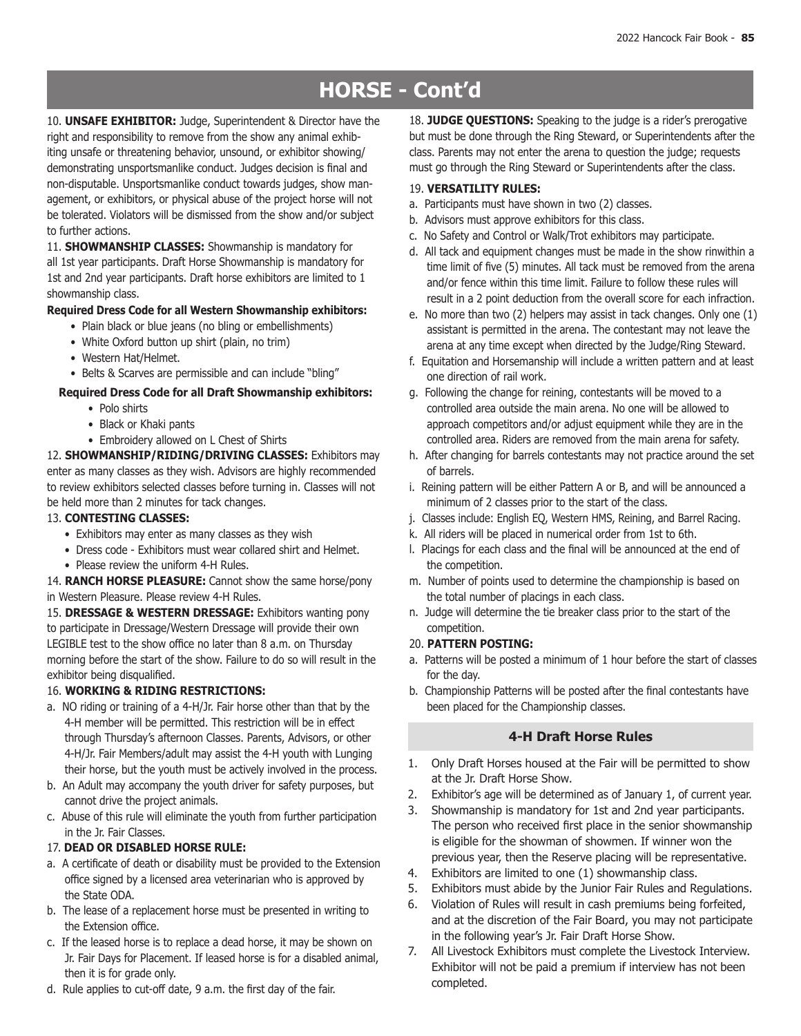# HORSE - Cont'd

10. **UNSAFE EXHIBITOR:** Judge, Superintendent & Director have the right and responsibility to remove from the show any animal exhibiting unsafe or threatening behavior, unsound, or exhibitor showing/demonstrating unsportsmanlike conduct. Judges decision is final and non-disputable. Unsportsmanlike conduct towards judges, show management, or exhibitors, or physical abuse of the project horse will not be tolerated. Violators will be dismissed from the show and/or subject to further actions.

11. **SHOWMANSHIP CLASSES:** Showmanship is mandatory for all 1st year participants. Draft Horse Showmanship is mandatory for 1st and 2nd year participants. Draft horse exhibitors are limited to 1 showmanship class.

**Required Dress Code for all Western Showmanship exhibitors:**

- Plain black or blue jeans (no bling or embellishments)
- White Oxford button up shirt (plain, no trim)
- Western Hat/Helmet.
- Belts & Scarves are permissible and can include "bling"

**Required Dress Code for all Draft Showmanship exhibitors:**

- Polo shirts
- Black or Khaki pants
- Embroidery allowed on L Chest of Shirts

12. **SHOWMANSHIP/RIDING/DRIVING CLASSES:** Exhibitors may enter as many classes as they wish. Advisors are highly recommended to review exhibitors selected classes before turning in. Classes will not be held more than 2 minutes for tack changes.

13. **CONTESTING CLASSES:**

- Exhibitors may enter as many classes as they wish
- Dress code - Exhibitors must wear collared shirt and Helmet.
- Please review the uniform 4-H Rules.

14. **RANCH HORSE PLEASURE:** Cannot show the same horse/pony in Western Pleasure. Please review 4-H Rules.

15. **DRESSAGE & WESTERN DRESSAGE:** Exhibitors wanting pony to participate in Dressage/Western Dressage will provide their own LEGIBLE test to the show office no later than 8 a.m. on Thursday morning before the start of the show. Failure to do so will result in the exhibitor being disqualified.

16. **WORKING & RIDING RESTRICTIONS:**

a. NO riding or training of a 4-H/Jr. Fair horse other than that by the 4-H member will be permitted. This restriction will be in effect through Thursday's afternoon Classes. Parents, Advisors, or other 4-H/Jr. Fair Members/adult may assist the 4-H youth with Lunging their horse, but the youth must be actively involved in the process.

b. An Adult may accompany the youth driver for safety purposes, but cannot drive the project animals.

c. Abuse of this rule will eliminate the youth from further participation in the Jr. Fair Classes.

17. **DEAD OR DISABLED HORSE RULE:**

a. A certificate of death or disability must be provided to the Extension office signed by a licensed area veterinarian who is approved by the State ODA.

b. The lease of a replacement horse must be presented in writing to the Extension office.

c. If the leased horse is to replace a dead horse, it may be shown on Jr. Fair Days for Placement. If leased horse is for a disabled animal, then it is for grade only.

d. Rule applies to cut-off date, 9 a.m. the first day of the fair.

18. **JUDGE QUESTIONS:** Speaking to the judge is a rider's prerogative but must be done through the Ring Steward, or Superintendents after the class. Parents may not enter the arena to question the judge; requests must go through the Ring Steward or Superintendents after the class.

19. **VERSATILITY RULES:**

a. Participants must have shown in two (2) classes.

b. Advisors must approve exhibitors for this class.

c. No Safety and Control or Walk/Trot exhibitors may participate.

d. All tack and equipment changes must be made in the show rinwithin a time limit of five (5) minutes. All tack must be removed from the arena and/or fence within this time limit. Failure to follow these rules will result in a 2 point deduction from the overall score for each infraction.

e. No more than two (2) helpers may assist in tack changes. Only one (1) assistant is permitted in the arena. The contestant may not leave the arena at any time except when directed by the Judge/Ring Steward.

f. Equitation and Horsemanship will include a written pattern and at least one direction of rail work.

g. Following the change for reining, contestants will be moved to a controlled area outside the main arena. No one will be allowed to approach competitors and/or adjust equipment while they are in the controlled area. Riders are removed from the main arena for safety.

h. After changing for barrels contestants may not practice around the set of barrels.

i. Reining pattern will be either Pattern A or B, and will be announced a minimum of 2 classes prior to the start of the class.

j. Classes include: English EQ, Western HMS, Reining, and Barrel Racing.

k. All riders will be placed in numerical order from 1st to 6th.

l. Placings for each class and the final will be announced at the end of the competition.

m. Number of points used to determine the championship is based on the total number of placings in each class.

n. Judge will determine the tie breaker class prior to the start of the competition.

20. **PATTERN POSTING:**

a. Patterns will be posted a minimum of 1 hour before the start of classes for the day.

b. Championship Patterns will be posted after the final contestants have been placed for the Championship classes.

## 4-H Draft Horse Rules

1. Only Draft Horses housed at the Fair will be permitted to show at the Jr. Draft Horse Show.
2. Exhibitor's age will be determined as of January 1, of current year.
3. Showmanship is mandatory for 1st and 2nd year participants. The person who received first place in the senior showmanship is eligible for the showman of showmen. If winner won the previous year, then the Reserve placing will be representative.
4. Exhibitors are limited to one (1) showmanship class.
5. Exhibitors must abide by the Junior Fair Rules and Regulations.
6. Violation of Rules will result in cash premiums being forfeited, and at the discretion of the Fair Board, you may not participate in the following year's Jr. Fair Draft Horse Show.
7. All Livestock Exhibitors must complete the Livestock Interview. Exhibitor will not be paid a premium if interview has not been completed.